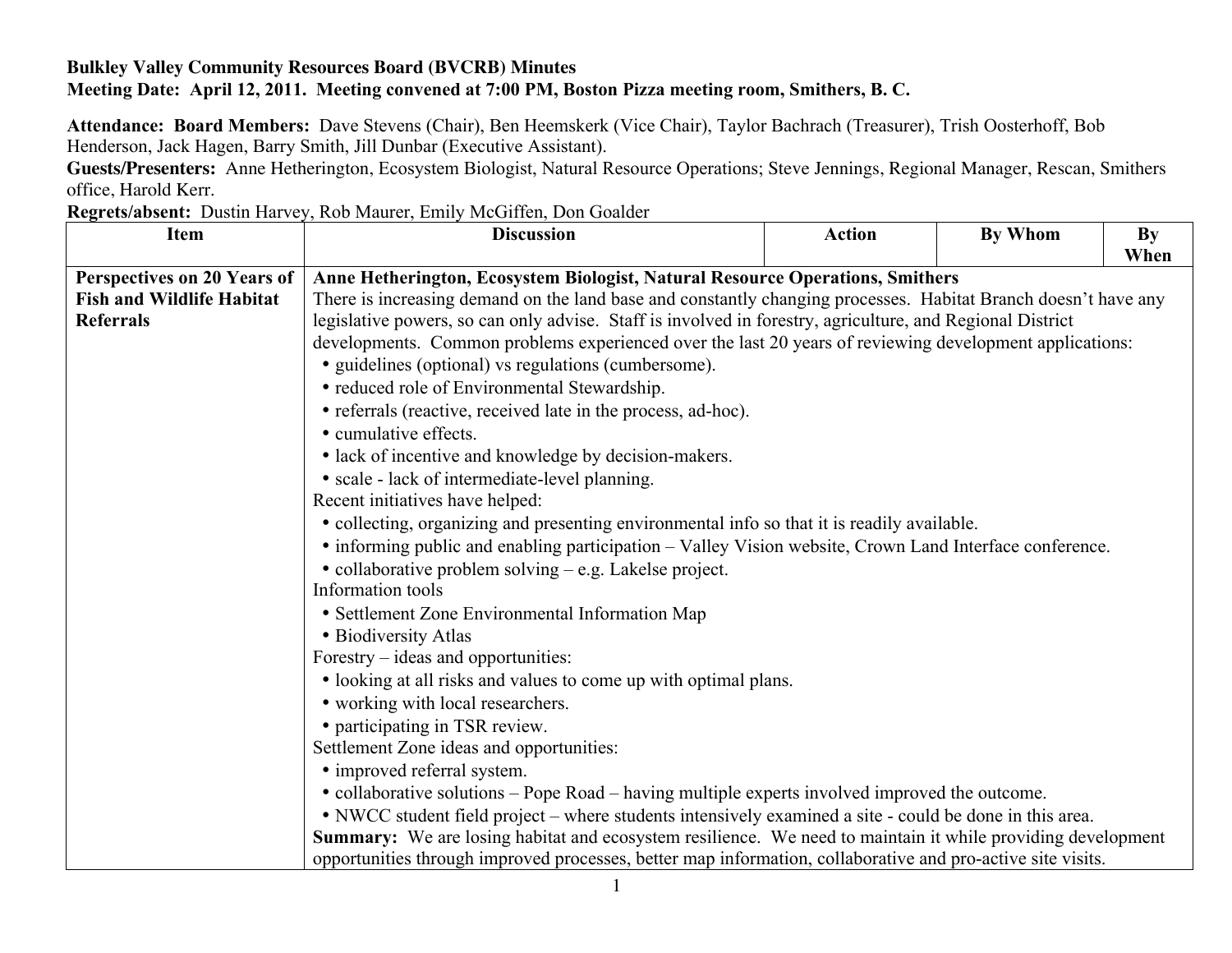**Bulkley Valley Community Resources Board (BVCRB) Minutes**
**Meeting Date: April 12, 2011. Meeting convened at 7:00 PM, Boston Pizza meeting room, Smithers, B. C.**

**Attendance: Board Members:** Dave Stevens (Chair), Ben Heemskerk (Vice Chair), Taylor Bachrach (Treasurer), Trish Oosterhoff, Bob Henderson, Jack Hagen, Barry Smith, Jill Dunbar (Executive Assistant).
**Guests/Presenters:** Anne Hetherington, Ecosystem Biologist, Natural Resource Operations; Steve Jennings, Regional Manager, Rescan, Smithers office, Harold Kerr.
**Regrets/absent:** Dustin Harvey, Rob Maurer, Emily McGiffen, Don Goalder

| Item | Discussion | Action | By Whom | By When |
| --- | --- | --- | --- | --- |
| **Perspectives on 20 Years of Fish and Wildlife Habitat Referrals** | **Anne Hetherington, Ecosystem Biologist, Natural Resource Operations, Smithers**<br>There is increasing demand on the land base and constantly changing processes. Habitat Branch doesn't have any legislative powers, so can only advise. Staff is involved in forestry, agriculture, and Regional District developments. Common problems experienced over the last 20 years of reviewing development applications:<br>• guidelines (optional) vs regulations (cumbersome).<br>• reduced role of Environmental Stewardship.<br>• referrals (reactive, received late in the process, ad-hoc).<br>• cumulative effects.<br>• lack of incentive and knowledge by decision-makers.<br>• scale - lack of intermediate-level planning.<br>Recent initiatives have helped:<br>• collecting, organizing and presenting environmental info so that it is readily available.<br>• informing public and enabling participation – Valley Vision website, Crown Land Interface conference.<br>• collaborative problem solving – e.g. Lakelse project.<br>Information tools<br>• Settlement Zone Environmental Information Map<br>• Biodiversity Atlas<br>Forestry – ideas and opportunities:<br>• looking at all risks and values to come up with optimal plans.<br>• working with local researchers.<br>• participating in TSR review.<br>Settlement Zone ideas and opportunities:<br>• improved referral system.<br>• collaborative solutions – Pope Road – having multiple experts involved improved the outcome.<br>• NWCC student field project – where students intensively examined a site - could be done in this area.<br>**Summary:** We are losing habitat and ecosystem resilience. We need to maintain it while providing development opportunities through improved processes, better map information, collaborative and pro-active site visits. | | | |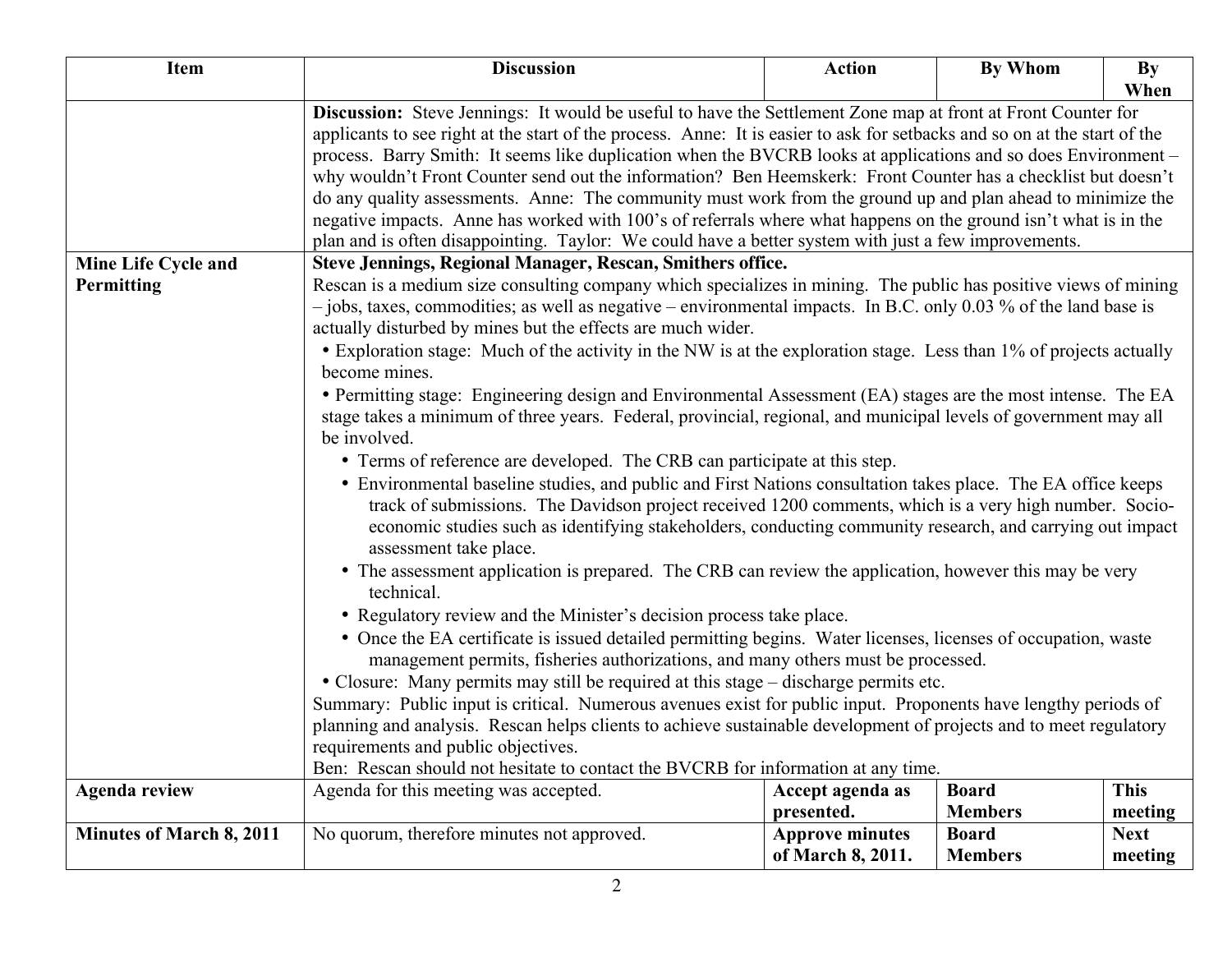| Item | Discussion | Action | By Whom | By When |
|---|---|---|---|---|
| | **Discussion:** Steve Jennings: It would be useful to have the Settlement Zone map at front at Front Counter for applicants to see right at the start of the process. Anne: It is easier to ask for setbacks and so on at the start of the process. Barry Smith: It seems like duplication when the BVCRB looks at applications and so does Environment – why wouldn't Front Counter send out the information? Ben Heemskerk: Front Counter has a checklist but doesn't do any quality assessments. Anne: The community must work from the ground up and plan ahead to minimize the negative impacts. Anne has worked with 100's of referrals where what happens on the ground isn't what is in the plan and is often disappointing. Taylor: We could have a better system with just a few improvements. | | | |
| **Mine Life Cycle and Permitting** | **Steve Jennings, Regional Manager, Rescan, Smithers office.**<br>Rescan is a medium size consulting company which specializes in mining. The public has positive views of mining – jobs, taxes, commodities; as well as negative – environmental impacts. In B.C. only 0.03 % of the land base is actually disturbed by mines but the effects are much wider.<br>• Exploration stage: Much of the activity in the NW is at the exploration stage. Less than 1% of projects actually become mines.<br>• Permitting stage: Engineering design and Environmental Assessment (EA) stages are the most intense. The EA stage takes a minimum of three years. Federal, provincial, regional, and municipal levels of government may all be involved.<br>&nbsp;&nbsp;• Terms of reference are developed. The CRB can participate at this step.<br>&nbsp;&nbsp;• Environmental baseline studies, and public and First Nations consultation takes place. The EA office keeps track of submissions. The Davidson project received 1200 comments, which is a very high number. Socio-economic studies such as identifying stakeholders, conducting community research, and carrying out impact assessment take place.<br>&nbsp;&nbsp;• The assessment application is prepared. The CRB can review the application, however this may be very technical.<br>&nbsp;&nbsp;• Regulatory review and the Minister's decision process take place.<br>&nbsp;&nbsp;• Once the EA certificate is issued detailed permitting begins. Water licenses, licenses of occupation, waste management permits, fisheries authorizations, and many others must be processed.<br>• Closure: Many permits may still be required at this stage – discharge permits etc.<br>Summary: Public input is critical. Numerous avenues exist for public input. Proponents have lengthy periods of planning and analysis. Rescan helps clients to achieve sustainable development of projects and to meet regulatory requirements and public objectives.<br>Ben: Rescan should not hesitate to contact the BVCRB for information at any time. | | | |
| **Agenda review** | Agenda for this meeting was accepted. | **Accept agenda as presented.** | **Board Members** | **This meeting** |
| **Minutes of March 8, 2011** | No quorum, therefore minutes not approved. | **Approve minutes of March 8, 2011.** | **Board Members** | **Next meeting** |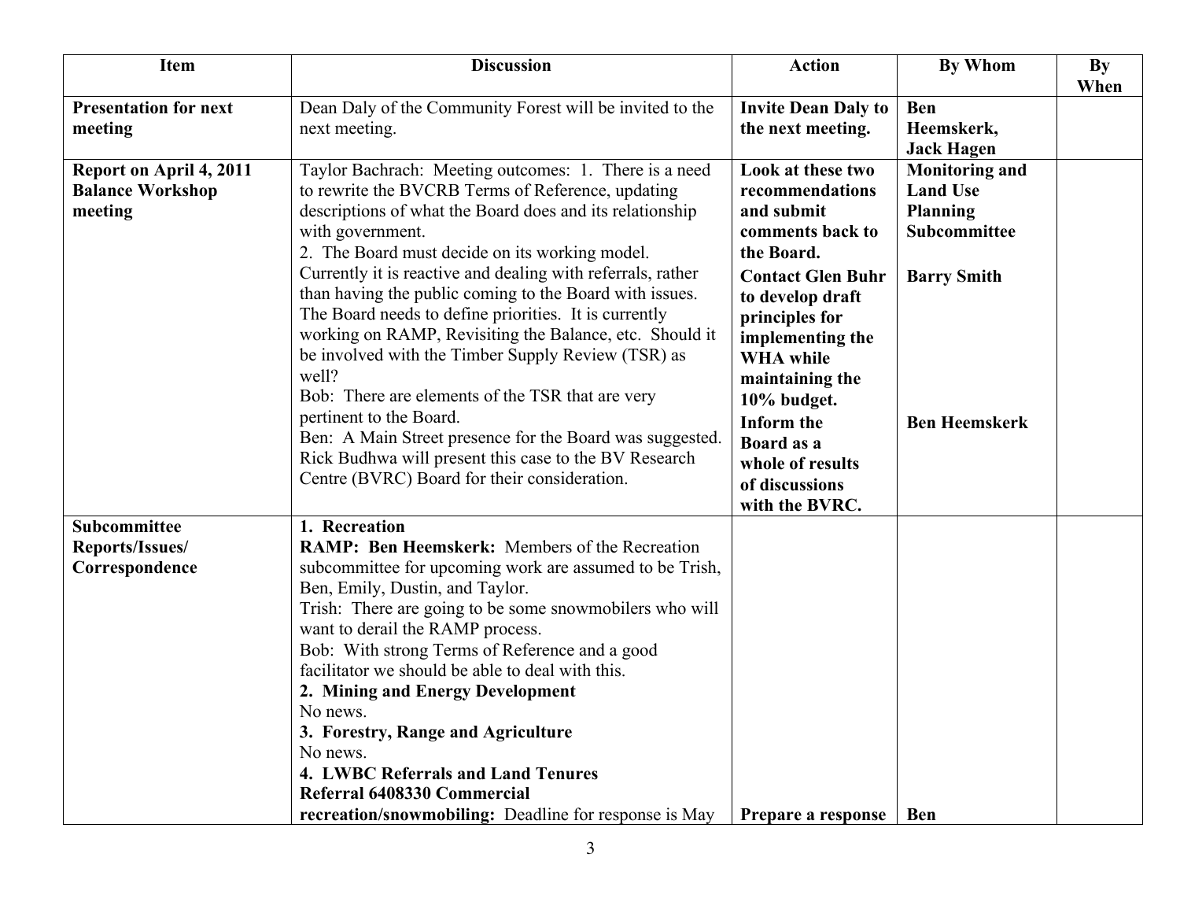| Item | Discussion | Action | By Whom | By When |
|---|---|---|---|---|
| **Presentation for next meeting** | Dean Daly of the Community Forest will be invited to the next meeting. | **Invite Dean Daly to the next meeting.** | **Ben Heemskerk, Jack Hagen** | |
| **Report on April 4, 2011 Balance Workshop meeting** | Taylor Bachrach: Meeting outcomes: 1. There is a need to rewrite the BVCRB Terms of Reference, updating descriptions of what the Board does and its relationship with government.<br>2. The Board must decide on its working model. Currently it is reactive and dealing with referrals, rather than having the public coming to the Board with issues. The Board needs to define priorities. It is currently working on RAMP, Revisiting the Balance, etc. Should it be involved with the Timber Supply Review (TSR) as well?<br>Bob: There are elements of the TSR that are very pertinent to the Board.<br>Ben: A Main Street presence for the Board was suggested. Rick Budhwa will present this case to the BV Research Centre (BVRC) Board for their consideration. | **Look at these two recommendations and submit comments back to the Board.**<br>**Contact Glen Buhr to develop draft principles for implementing the WHA while maintaining the 10% budget.**<br>**Inform the Board as a whole of results of discussions with the BVRC.** | **Monitoring and Land Use Planning Subcommittee**<br><br>**Barry Smith**<br><br>**Ben Heemskerk** | |
| **Subcommittee Reports/Issues/ Correspondence** | **1. Recreation**<br>**RAMP: Ben Heemskerk:** Members of the Recreation subcommittee for upcoming work are assumed to be Trish, Ben, Emily, Dustin, and Taylor.<br>Trish: There are going to be some snowmobilers who will want to derail the RAMP process.<br>Bob: With strong Terms of Reference and a good facilitator we should be able to deal with this.<br>**2. Mining and Energy Development**<br>No news.<br>**3. Forestry, Range and Agriculture**<br>No news.<br>**4. LWBC Referrals and Land Tenures**<br>**Referral 6408330 Commercial recreation/snowmobiling:** Deadline for response is May | **Prepare a response** | **Ben** | |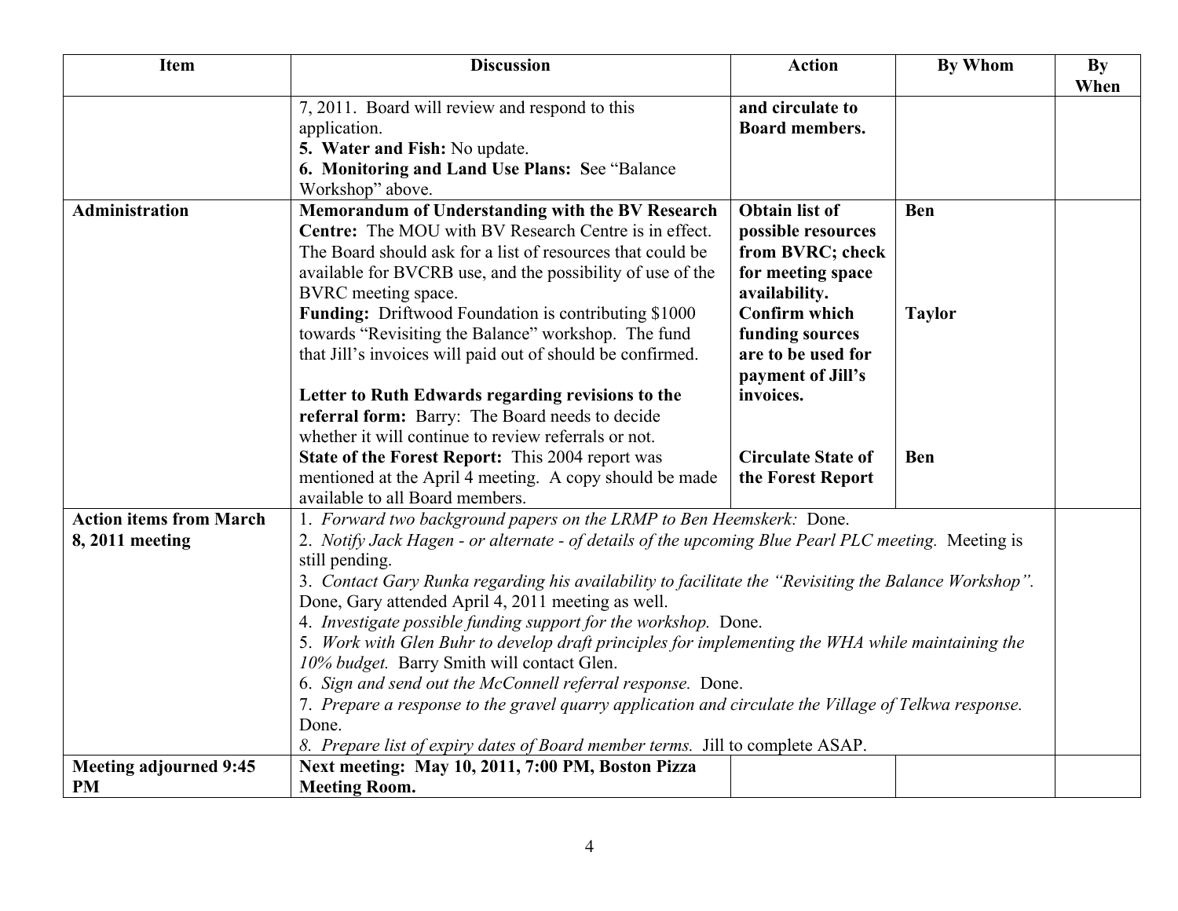| Item | Discussion | Action | By Whom | By When |
|---|---|---|---|---|
| | 7, 2011. Board will review and respond to this application.<br>**5. Water and Fish:** No update.<br>**6. Monitoring and Land Use Plans: S**ee "Balance Workshop" above. | **and circulate to Board members.** | | |
| **Administration** | **Memorandum of Understanding with the BV Research Centre:** The MOU with BV Research Centre is in effect. The Board should ask for a list of resources that could be available for BVCRB use, and the possibility of use of the BVRC meeting space.<br>**Funding:** Driftwood Foundation is contributing $1000 towards "Revisiting the Balance" workshop. The fund that Jill's invoices will paid out of should be confirmed.<br><br>**Letter to Ruth Edwards regarding revisions to the referral form:** Barry: The Board needs to decide whether it will continue to review referrals or not.<br>**State of the Forest Report:** This 2004 report was mentioned at the April 4 meeting. A copy should be made available to all Board members. | **Obtain list of possible resources from BVRC; check for meeting space availability.**<br>**Confirm which funding sources are to be used for payment of Jill's invoices.**<br><br><br><br>**Circulate State of the Forest Report** | **Ben**<br><br><br><br><br>**Taylor**<br><br><br><br><br><br><br>**Ben** | |
| **Action items from March 8, 2011 meeting** | 1. *Forward two background papers on the LRMP to Ben Heemskerk:* Done.<br>2. *Notify Jack Hagen - or alternate - of details of the upcoming Blue Pearl PLC meeting.* Meeting is still pending.<br>3. *Contact Gary Runka regarding his availability to facilitate the "Revisiting the Balance Workshop".* Done, Gary attended April 4, 2011 meeting as well.<br>4. *Investigate possible funding support for the workshop.* Done.<br>5. *Work with Glen Buhr to develop draft principles for implementing the WHA while maintaining the 10% budget.* Barry Smith will contact Glen.<br>6. *Sign and send out the McConnell referral response.* Done.<br>7. *Prepare a response to the gravel quarry application and circulate the Village of Telkwa response.* Done.<br>8. *Prepare list of expiry dates of Board member terms.* Jill to complete ASAP. | | | |
| **Meeting adjourned 9:45 PM** | **Next meeting: May 10, 2011, 7:00 PM, Boston Pizza Meeting Room.** | | | |